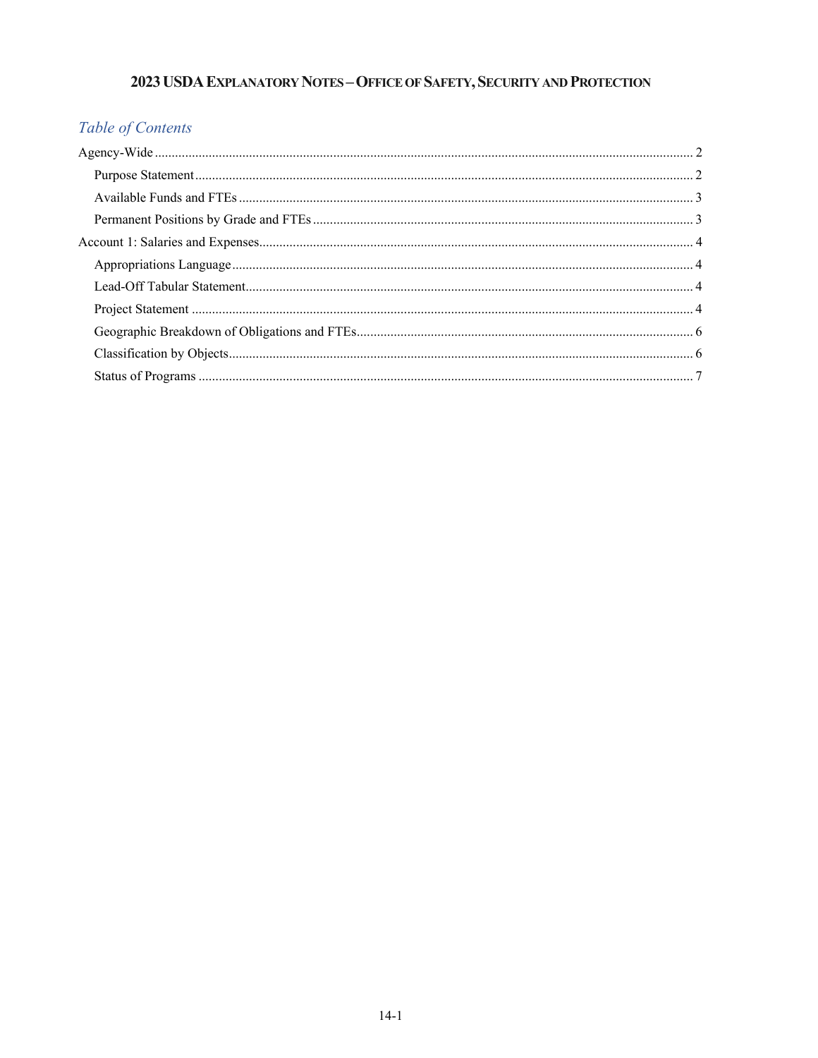# 2023 USDA Explanatory Notes – Office of Safety, Security and Protection

## Table of Contents

- Agency-Wide ... 2
  - Purpose Statement ... 2
  - Available Funds and FTEs ... 3
  - Permanent Positions by Grade and FTEs ... 3
- Account 1: Salaries and Expenses ... 4
  - Appropriations Language ... 4
  - Lead-Off Tabular Statement ... 4
  - Project Statement ... 4
  - Geographic Breakdown of Obligations and FTEs ... 6
  - Classification by Objects ... 6
  - Status of Programs ... 7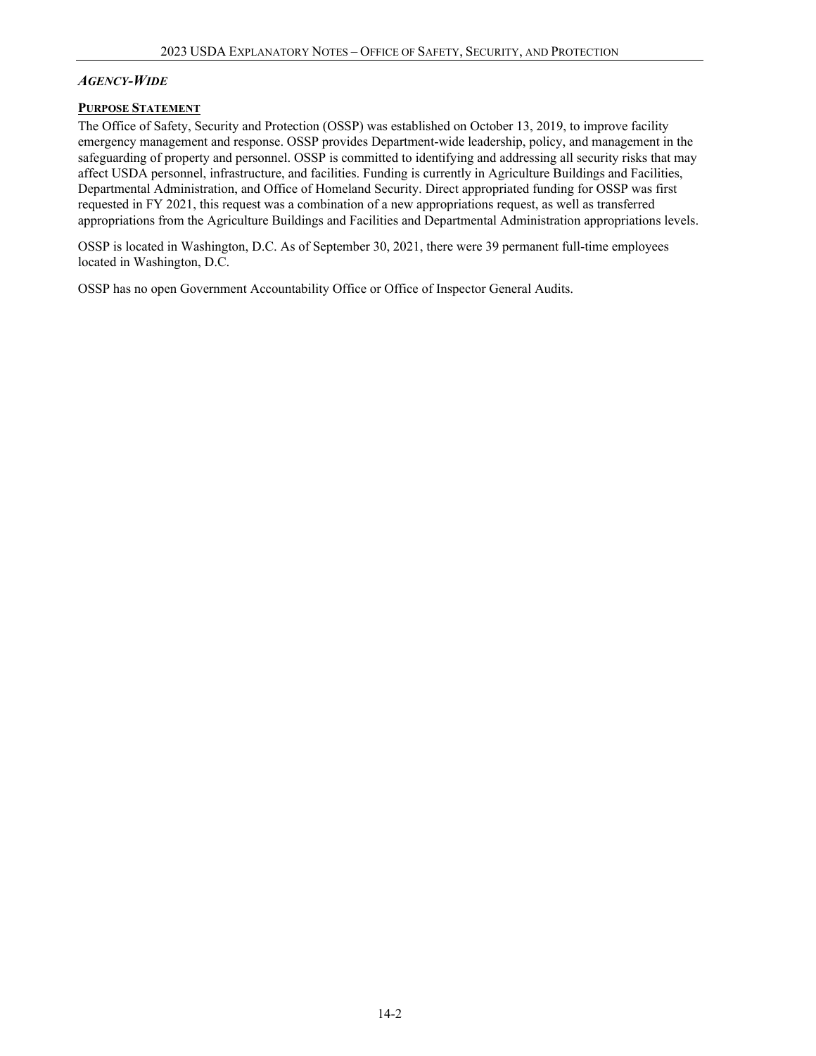## *Agency-Wide*

### Purpose Statement

The Office of Safety, Security and Protection (OSSP) was established on October 13, 2019, to improve facility emergency management and response. OSSP provides Department-wide leadership, policy, and management in the safeguarding of property and personnel. OSSP is committed to identifying and addressing all security risks that may affect USDA personnel, infrastructure, and facilities. Funding is currently in Agriculture Buildings and Facilities, Departmental Administration, and Office of Homeland Security. Direct appropriated funding for OSSP was first requested in FY 2021, this request was a combination of a new appropriations request, as well as transferred appropriations from the Agriculture Buildings and Facilities and Departmental Administration appropriations levels.

OSSP is located in Washington, D.C. As of September 30, 2021, there were 39 permanent full-time employees located in Washington, D.C.

OSSP has no open Government Accountability Office or Office of Inspector General Audits.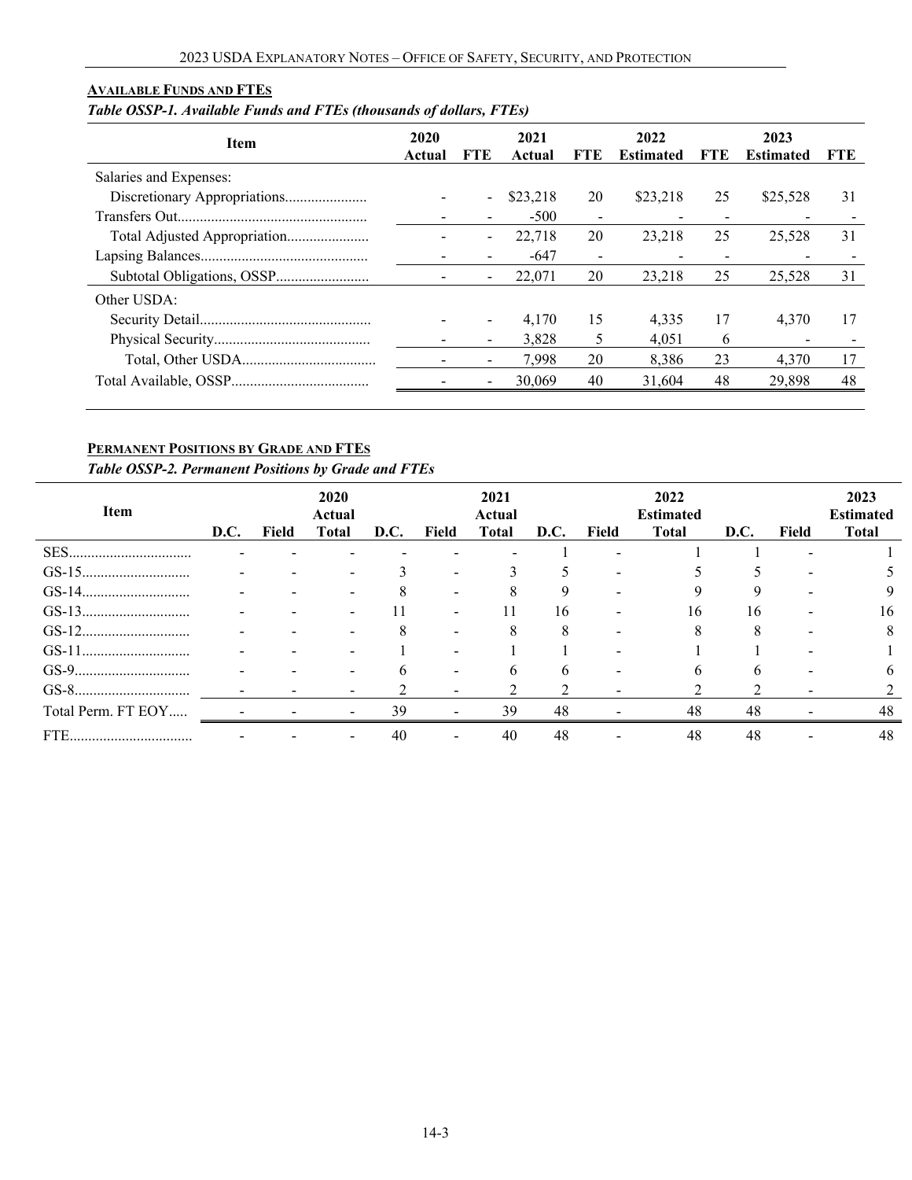## Available Funds and FTEs

*Table OSSP-1. Available Funds and FTEs (thousands of dollars, FTEs)*

| Item | 2020 Actual | FTE | 2021 Actual | FTE | 2022 Estimated | FTE | 2023 Estimated | FTE |
|---|---|---|---|---|---|---|---|---|
| Salaries and Expenses: | | | | | | | | |
| Discretionary Appropriations | - | - | $23,218 | 20 | $23,218 | 25 | $25,528 | 31 |
| Transfers Out | - | - | -500 | - | - | - | - | - |
| Total Adjusted Appropriation | - | - | 22,718 | 20 | 23,218 | 25 | 25,528 | 31 |
| Lapsing Balances | - | - | -647 | - | - | - | - | - |
| Subtotal Obligations, OSSP | - | - | 22,071 | 20 | 23,218 | 25 | 25,528 | 31 |
| Other USDA: | | | | | | | | |
| Security Detail | - | - | 4,170 | 15 | 4,335 | 17 | 4,370 | 17 |
| Physical Security | - | - | 3,828 | 5 | 4,051 | 6 | - | - |
| Total, Other USDA | - | - | 7,998 | 20 | 8,386 | 23 | 4,370 | 17 |
| Total Available, OSSP | - | - | 30,069 | 40 | 31,604 | 48 | 29,898 | 48 |

## Permanent Positions by Grade and FTEs

*Table OSSP-2. Permanent Positions by Grade and FTEs*

| Item | D.C. | Field | 2020 Actual Total | D.C. | Field | 2021 Actual Total | D.C. | Field | 2022 Estimated Total | D.C. | Field | 2023 Estimated Total |
|---|---|---|---|---|---|---|---|---|---|---|---|---|
| SES | - | - | - | - | - | - | 1 | - | 1 | 1 | - | 1 |
| GS-15 | - | - | - | 3 | - | 3 | 5 | - | 5 | 5 | - | 5 |
| GS-14 | - | - | - | 8 | - | 8 | 9 | - | 9 | 9 | - | 9 |
| GS-13 | - | - | - | 11 | - | 11 | 16 | - | 16 | 16 | - | 16 |
| GS-12 | - | - | - | 8 | - | 8 | 8 | - | 8 | 8 | - | 8 |
| GS-11 | - | - | - | 1 | - | 1 | 1 | - | 1 | 1 | - | 1 |
| GS-9 | - | - | - | 6 | - | 6 | 6 | - | 6 | 6 | - | 6 |
| GS-8 | - | - | - | 2 | - | 2 | 2 | - | 2 | 2 | - | 2 |
| Total Perm. FT EOY | - | - | - | 39 | - | 39 | 48 | - | 48 | 48 | - | 48 |
| FTE | - | - | - | 40 | - | 40 | 48 | - | 48 | 48 | - | 48 |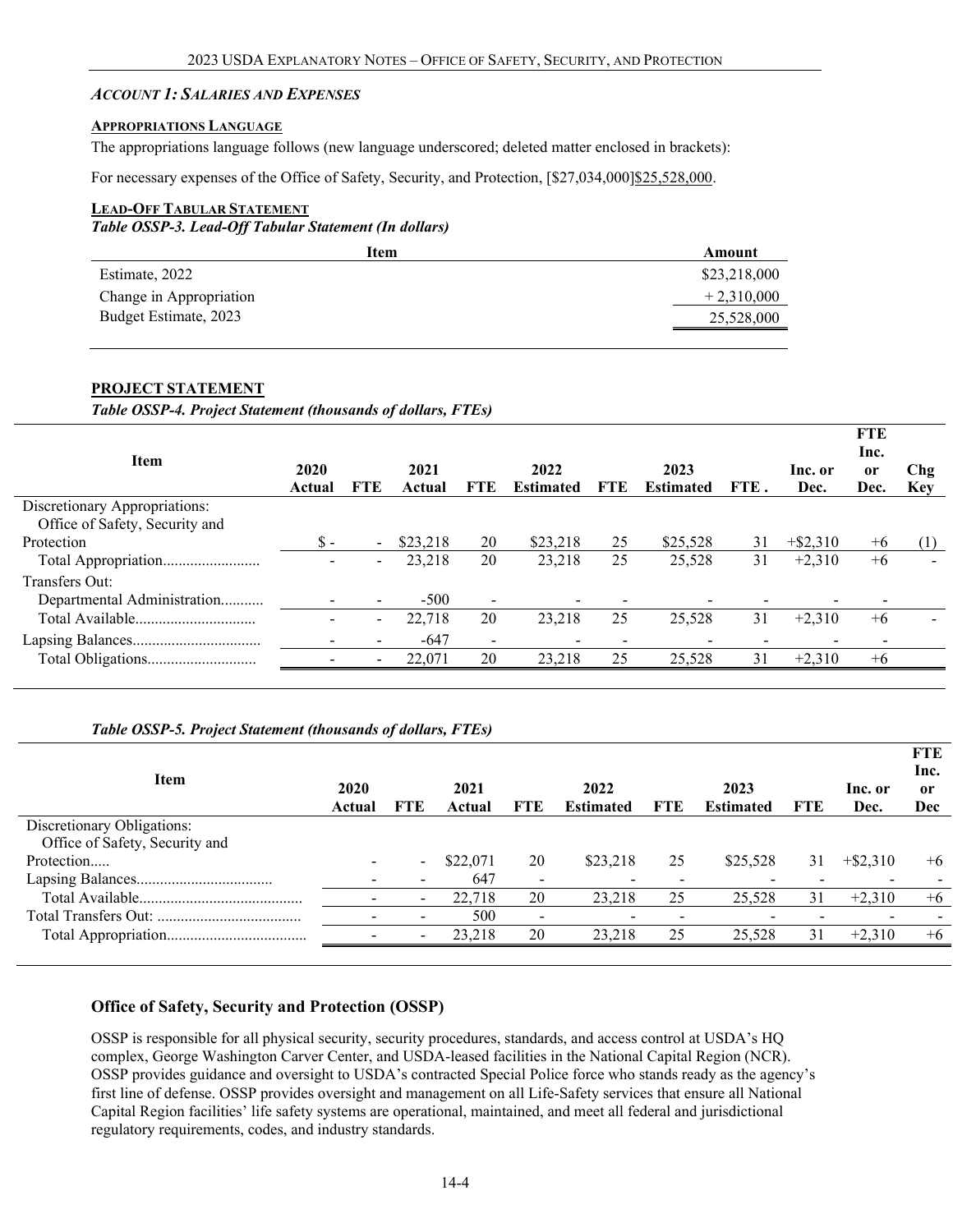### *Account 1: Salaries and Expenses*

#### Appropriations Language

The appropriations language follows (new language underscored; deleted matter enclosed in brackets):

For necessary expenses of the Office of Safety, Security, and Protection, [$27,034,000]<u>$25,528,000</u>.

#### Lead-Off Tabular Statement

***Table OSSP-3. Lead-Off Tabular Statement (In dollars)***

| Item | Amount |
|---|---|
| Estimate, 2022 | $23,218,000 |
| Change in Appropriation | + 2,310,000 |
| Budget Estimate, 2023 | 25,528,000 |

#### PROJECT STATEMENT

***Table OSSP-4. Project Statement (thousands of dollars, FTEs)***

| Item | 2020 Actual | FTE | 2021 Actual | FTE | 2022 Estimated | FTE | 2023 Estimated | FTE . | Inc. or Dec. | FTE Inc. or Dec. | Chg Key |
|---|---|---|---|---|---|---|---|---|---|---|---|
| Discretionary Appropriations: | | | | | | | | | | | |
| Office of Safety, Security and Protection | $ - | - | $23,218 | 20 | $23,218 | 25 | $25,528 | 31 | +$2,310 | +6 | (1) |
| Total Appropriation | - | - | 23,218 | 20 | 23,218 | 25 | 25,528 | 31 | +2,310 | +6 | - |
| Transfers Out: | | | | | | | | | | | |
| Departmental Administration | - | - | -500 | - | - | - | - | - | - | - | |
| Total Available | - | - | 22,718 | 20 | 23,218 | 25 | 25,528 | 31 | +2,310 | +6 | - |
| Lapsing Balances | - | - | -647 | - | - | - | - | - | - | - | |
| Total Obligations | - | - | 22,071 | 20 | 23,218 | 25 | 25,528 | 31 | +2,310 | +6 | |

***Table OSSP-5. Project Statement (thousands of dollars, FTEs)***

| Item | 2020 Actual | FTE | 2021 Actual | FTE | 2022 Estimated | FTE | 2023 Estimated | FTE | Inc. or Dec. | FTE Inc. or Dec |
|---|---|---|---|---|---|---|---|---|---|---|
| Discretionary Obligations: | | | | | | | | | | |
| Office of Safety, Security and Protection | - | - | $22,071 | 20 | $23,218 | 25 | $25,528 | 31 | +$2,310 | +6 |
| Lapsing Balances | - | - | 647 | - | - | - | - | - | - | - |
| Total Available | - | - | 22,718 | 20 | 23,218 | 25 | 25,528 | 31 | +2,310 | +6 |
| Total Transfers Out: | - | - | 500 | - | - | - | - | - | - | - |
| Total Appropriation | - | - | 23,218 | 20 | 23,218 | 25 | 25,528 | 31 | +2,310 | +6 |

### Office of Safety, Security and Protection (OSSP)

OSSP is responsible for all physical security, security procedures, standards, and access control at USDA's HQ complex, George Washington Carver Center, and USDA-leased facilities in the National Capital Region (NCR). OSSP provides guidance and oversight to USDA's contracted Special Police force who stands ready as the agency's first line of defense. OSSP provides oversight and management on all Life-Safety services that ensure all National Capital Region facilities' life safety systems are operational, maintained, and meet all federal and jurisdictional regulatory requirements, codes, and industry standards.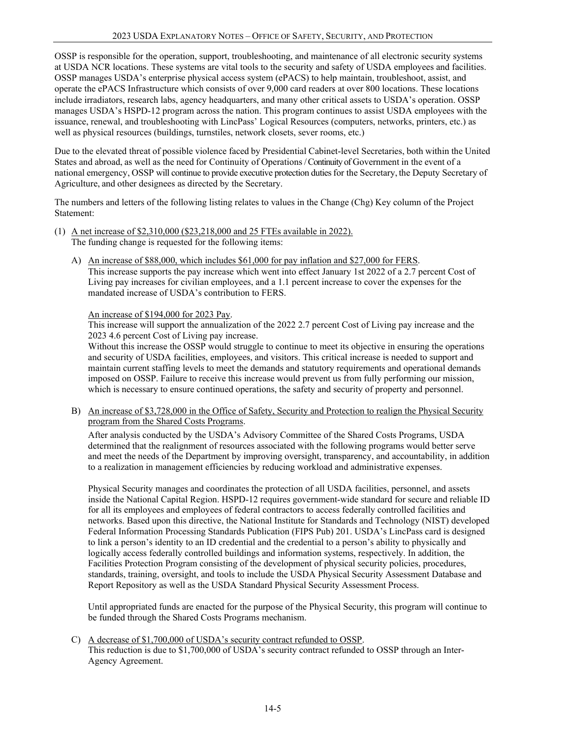OSSP is responsible for the operation, support, troubleshooting, and maintenance of all electronic security systems at USDA NCR locations. These systems are vital tools to the security and safety of USDA employees and facilities. OSSP manages USDA's enterprise physical access system (ePACS) to help maintain, troubleshoot, assist, and operate the ePACS Infrastructure which consists of over 9,000 card readers at over 800 locations. These locations include irradiators, research labs, agency headquarters, and many other critical assets to USDA's operation. OSSP manages USDA's HSPD-12 program across the nation. This program continues to assist USDA employees with the issuance, renewal, and troubleshooting with LincPass' Logical Resources (computers, networks, printers, etc.) as well as physical resources (buildings, turnstiles, network closets, sever rooms, etc.)

Due to the elevated threat of possible violence faced by Presidential Cabinet-level Secretaries, both within the United States and abroad, as well as the need for Continuity of Operations / Continuity of Government in the event of a national emergency, OSSP will continue to provide executive protection duties for the Secretary, the Deputy Secretary of Agriculture, and other designees as directed by the Secretary.

The numbers and letters of the following listing relates to values in the Change (Chg) Key column of the Project Statement:

(1) A net increase of $2,310,000 ($23,218,000 and 25 FTEs available in 2022).
The funding change is requested for the following items:

A) An increase of $88,000, which includes $61,000 for pay inflation and $27,000 for FERS.
This increase supports the pay increase which went into effect January 1st 2022 of a 2.7 percent Cost of Living pay increases for civilian employees, and a 1.1 percent increase to cover the expenses for the mandated increase of USDA's contribution to FERS.

An increase of $194,000 for 2023 Pay.
This increase will support the annualization of the 2022 2.7 percent Cost of Living pay increase and the 2023 4.6 percent Cost of Living pay increase.
Without this increase the OSSP would struggle to continue to meet its objective in ensuring the operations and security of USDA facilities, employees, and visitors. This critical increase is needed to support and maintain current staffing levels to meet the demands and statutory requirements and operational demands imposed on OSSP. Failure to receive this increase would prevent us from fully performing our mission, which is necessary to ensure continued operations, the safety and security of property and personnel.

B) An increase of $3,728,000 in the Office of Safety, Security and Protection to realign the Physical Security program from the Shared Costs Programs.

After analysis conducted by the USDA's Advisory Committee of the Shared Costs Programs, USDA determined that the realignment of resources associated with the following programs would better serve and meet the needs of the Department by improving oversight, transparency, and accountability, in addition to a realization in management efficiencies by reducing workload and administrative expenses.

Physical Security manages and coordinates the protection of all USDA facilities, personnel, and assets inside the National Capital Region. HSPD-12 requires government-wide standard for secure and reliable ID for all its employees and employees of federal contractors to access federally controlled facilities and networks. Based upon this directive, the National Institute for Standards and Technology (NIST) developed Federal Information Processing Standards Publication (FIPS Pub) 201. USDA's LincPass card is designed to link a person's identity to an ID credential and the credential to a person's ability to physically and logically access federally controlled buildings and information systems, respectively. In addition, the Facilities Protection Program consisting of the development of physical security policies, procedures, standards, training, oversight, and tools to include the USDA Physical Security Assessment Database and Report Repository as well as the USDA Standard Physical Security Assessment Process.

Until appropriated funds are enacted for the purpose of the Physical Security, this program will continue to be funded through the Shared Costs Programs mechanism.

C) A decrease of $1,700,000 of USDA's security contract refunded to OSSP.
This reduction is due to $1,700,000 of USDA's security contract refunded to OSSP through an Inter-Agency Agreement.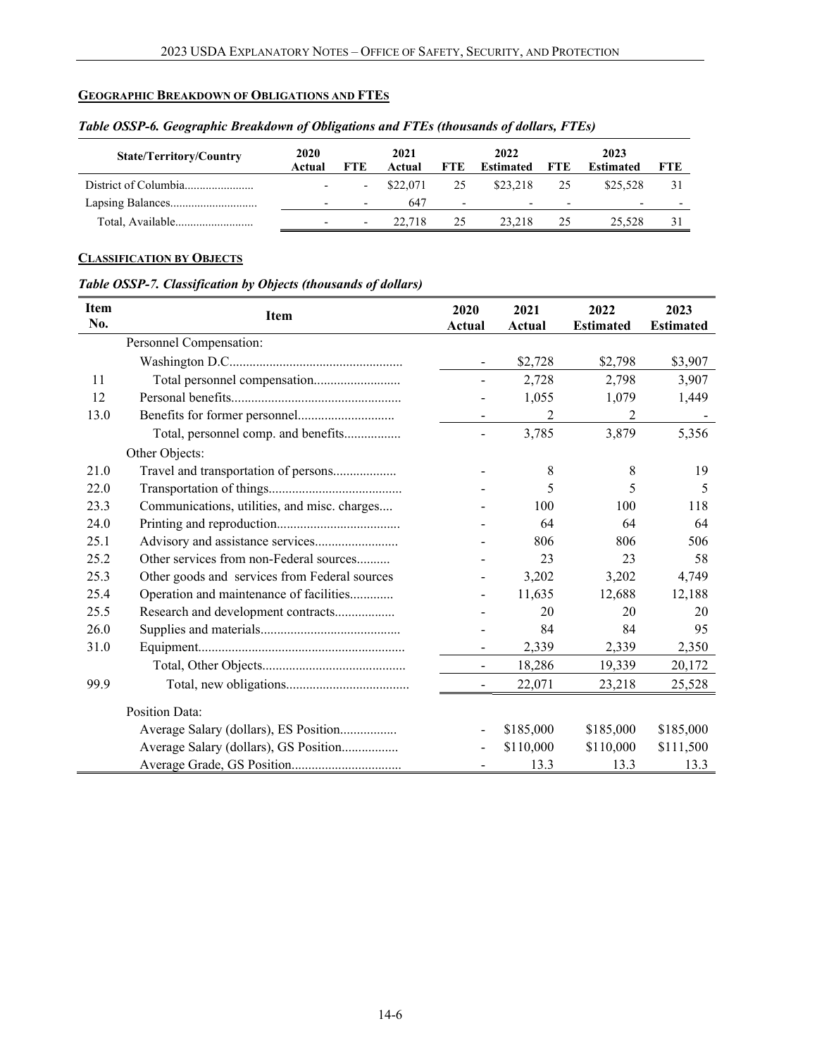## GEOGRAPHIC BREAKDOWN OF OBLIGATIONS AND FTES

*Table OSSP-6. Geographic Breakdown of Obligations and FTEs (thousands of dollars, FTEs)*

| State/Territory/Country | 2020 Actual | FTE | 2021 Actual | FTE | 2022 Estimated | FTE | 2023 Estimated | FTE |
|---|---|---|---|---|---|---|---|---|
| District of Columbia | - | - | $22,071 | 25 | $23,218 | 25 | $25,528 | 31 |
| Lapsing Balances | - | - | 647 | - | - | - | - | - |
| Total, Available | - | - | 22,718 | 25 | 23,218 | 25 | 25,528 | 31 |

## CLASSIFICATION BY OBJECTS

*Table OSSP-7. Classification by Objects (thousands of dollars)*

| Item No. | Item | 2020 Actual | 2021 Actual | 2022 Estimated | 2023 Estimated |
|---|---|---|---|---|---|
| | Personnel Compensation: | | | | |
| | Washington D.C. | - | $2,728 | $2,798 | $3,907 |
| 11 | Total personnel compensation | - | 2,728 | 2,798 | 3,907 |
| 12 | Personal benefits | - | 1,055 | 1,079 | 1,449 |
| 13.0 | Benefits for former personnel | - | 2 | 2 | - |
| | Total, personnel comp. and benefits | - | 3,785 | 3,879 | 5,356 |
| | Other Objects: | | | | |
| 21.0 | Travel and transportation of persons | - | 8 | 8 | 19 |
| 22.0 | Transportation of things | - | 5 | 5 | 5 |
| 23.3 | Communications, utilities, and misc. charges | - | 100 | 100 | 118 |
| 24.0 | Printing and reproduction | - | 64 | 64 | 64 |
| 25.1 | Advisory and assistance services | - | 806 | 806 | 506 |
| 25.2 | Other services from non-Federal sources | - | 23 | 23 | 58 |
| 25.3 | Other goods and services from Federal sources | - | 3,202 | 3,202 | 4,749 |
| 25.4 | Operation and maintenance of facilities | - | 11,635 | 12,688 | 12,188 |
| 25.5 | Research and development contracts | - | 20 | 20 | 20 |
| 26.0 | Supplies and materials | - | 84 | 84 | 95 |
| 31.0 | Equipment | - | 2,339 | 2,339 | 2,350 |
| | Total, Other Objects | - | 18,286 | 19,339 | 20,172 |
| 99.9 | Total, new obligations | - | 22,071 | 23,218 | 25,528 |
| | Position Data: | | | | |
| | Average Salary (dollars), ES Position | - | $185,000 | $185,000 | $185,000 |
| | Average Salary (dollars), GS Position | - | $110,000 | $110,000 | $111,500 |
| | Average Grade, GS Position | - | 13.3 | 13.3 | 13.3 |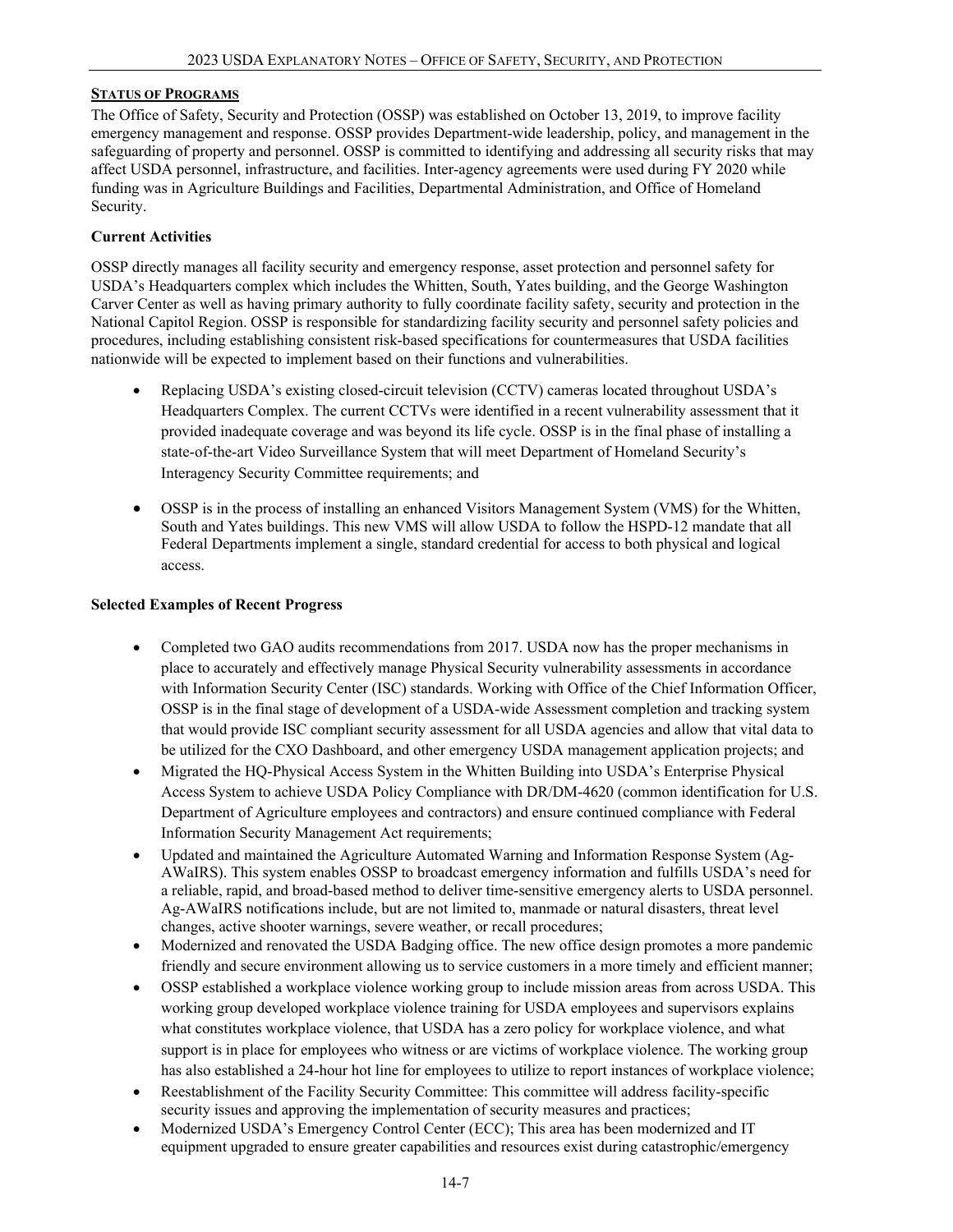**STATUS OF PROGRAMS**

The Office of Safety, Security and Protection (OSSP) was established on October 13, 2019, to improve facility emergency management and response. OSSP provides Department-wide leadership, policy, and management in the safeguarding of property and personnel. OSSP is committed to identifying and addressing all security risks that may affect USDA personnel, infrastructure, and facilities. Inter-agency agreements were used during FY 2020 while funding was in Agriculture Buildings and Facilities, Departmental Administration, and Office of Homeland Security.

**Current Activities**

OSSP directly manages all facility security and emergency response, asset protection and personnel safety for USDA's Headquarters complex which includes the Whitten, South, Yates building, and the George Washington Carver Center as well as having primary authority to fully coordinate facility safety, security and protection in the National Capitol Region. OSSP is responsible for standardizing facility security and personnel safety policies and procedures, including establishing consistent risk-based specifications for countermeasures that USDA facilities nationwide will be expected to implement based on their functions and vulnerabilities.

- Replacing USDA's existing closed-circuit television (CCTV) cameras located throughout USDA's Headquarters Complex. The current CCTVs were identified in a recent vulnerability assessment that it provided inadequate coverage and was beyond its life cycle. OSSP is in the final phase of installing a state-of-the-art Video Surveillance System that will meet Department of Homeland Security's Interagency Security Committee requirements; and

- OSSP is in the process of installing an enhanced Visitors Management System (VMS) for the Whitten, South and Yates buildings. This new VMS will allow USDA to follow the HSPD-12 mandate that all Federal Departments implement a single, standard credential for access to both physical and logical access.

**Selected Examples of Recent Progress**

- Completed two GAO audits recommendations from 2017. USDA now has the proper mechanisms in place to accurately and effectively manage Physical Security vulnerability assessments in accordance with Information Security Center (ISC) standards. Working with Office of the Chief Information Officer, OSSP is in the final stage of development of a USDA-wide Assessment completion and tracking system that would provide ISC compliant security assessment for all USDA agencies and allow that vital data to be utilized for the CXO Dashboard, and other emergency USDA management application projects; and
- Migrated the HQ-Physical Access System in the Whitten Building into USDA's Enterprise Physical Access System to achieve USDA Policy Compliance with DR/DM-4620 (common identification for U.S. Department of Agriculture employees and contractors) and ensure continued compliance with Federal Information Security Management Act requirements;
- Updated and maintained the Agriculture Automated Warning and Information Response System (Ag-AWaIRS). This system enables OSSP to broadcast emergency information and fulfills USDA's need for a reliable, rapid, and broad-based method to deliver time-sensitive emergency alerts to USDA personnel. Ag-AWaIRS notifications include, but are not limited to, manmade or natural disasters, threat level changes, active shooter warnings, severe weather, or recall procedures;
- Modernized and renovated the USDA Badging office. The new office design promotes a more pandemic friendly and secure environment allowing us to service customers in a more timely and efficient manner;
- OSSP established a workplace violence working group to include mission areas from across USDA. This working group developed workplace violence training for USDA employees and supervisors explains what constitutes workplace violence, that USDA has a zero policy for workplace violence, and what support is in place for employees who witness or are victims of workplace violence. The working group has also established a 24-hour hot line for employees to utilize to report instances of workplace violence;
- Reestablishment of the Facility Security Committee: This committee will address facility-specific security issues and approving the implementation of security measures and practices;
- Modernized USDA's Emergency Control Center (ECC); This area has been modernized and IT equipment upgraded to ensure greater capabilities and resources exist during catastrophic/emergency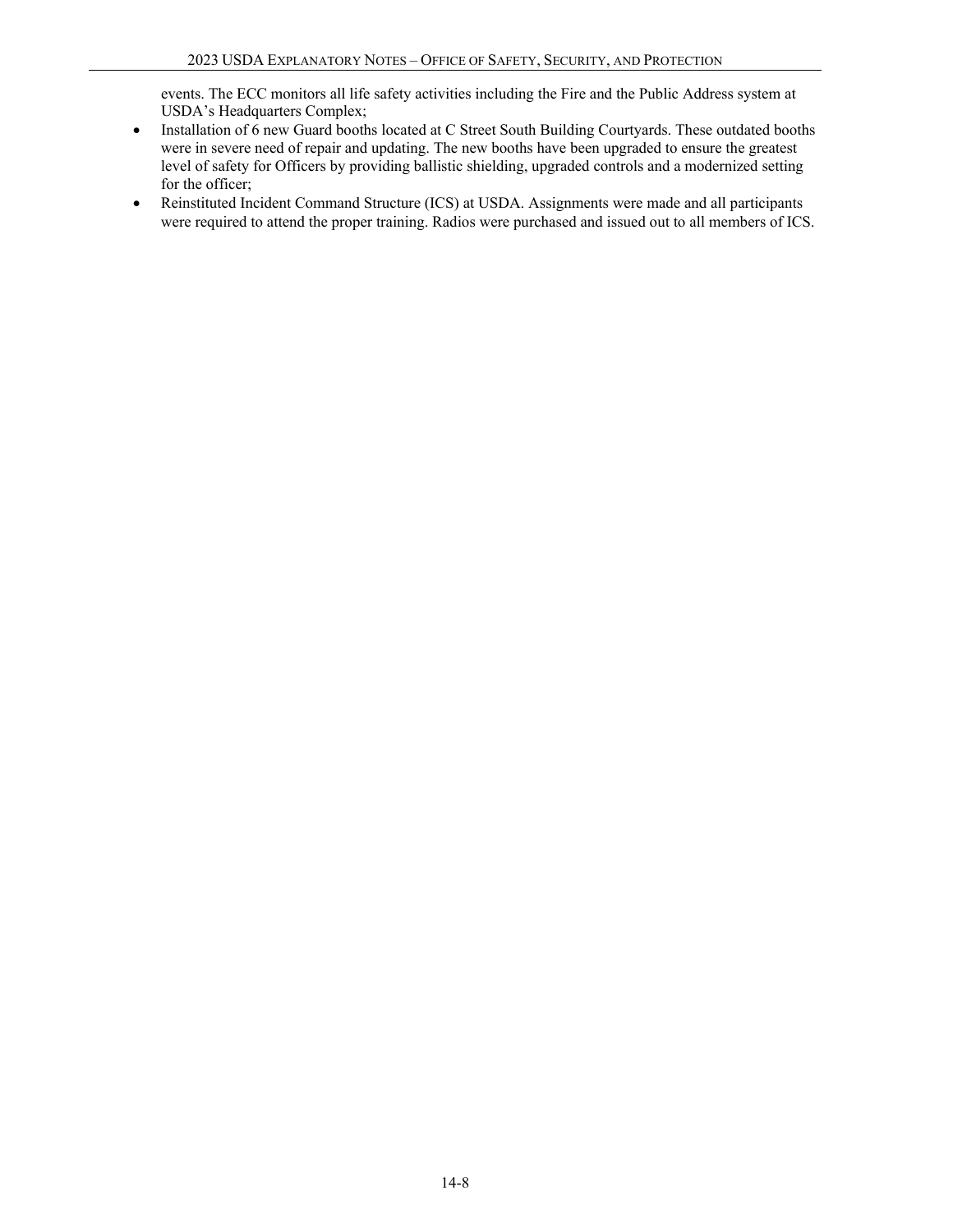events. The ECC monitors all life safety activities including the Fire and the Public Address system at USDA's Headquarters Complex;

- Installation of 6 new Guard booths located at C Street South Building Courtyards. These outdated booths were in severe need of repair and updating. The new booths have been upgraded to ensure the greatest level of safety for Officers by providing ballistic shielding, upgraded controls and a modernized setting for the officer;
- Reinstituted Incident Command Structure (ICS) at USDA. Assignments were made and all participants were required to attend the proper training. Radios were purchased and issued out to all members of ICS.